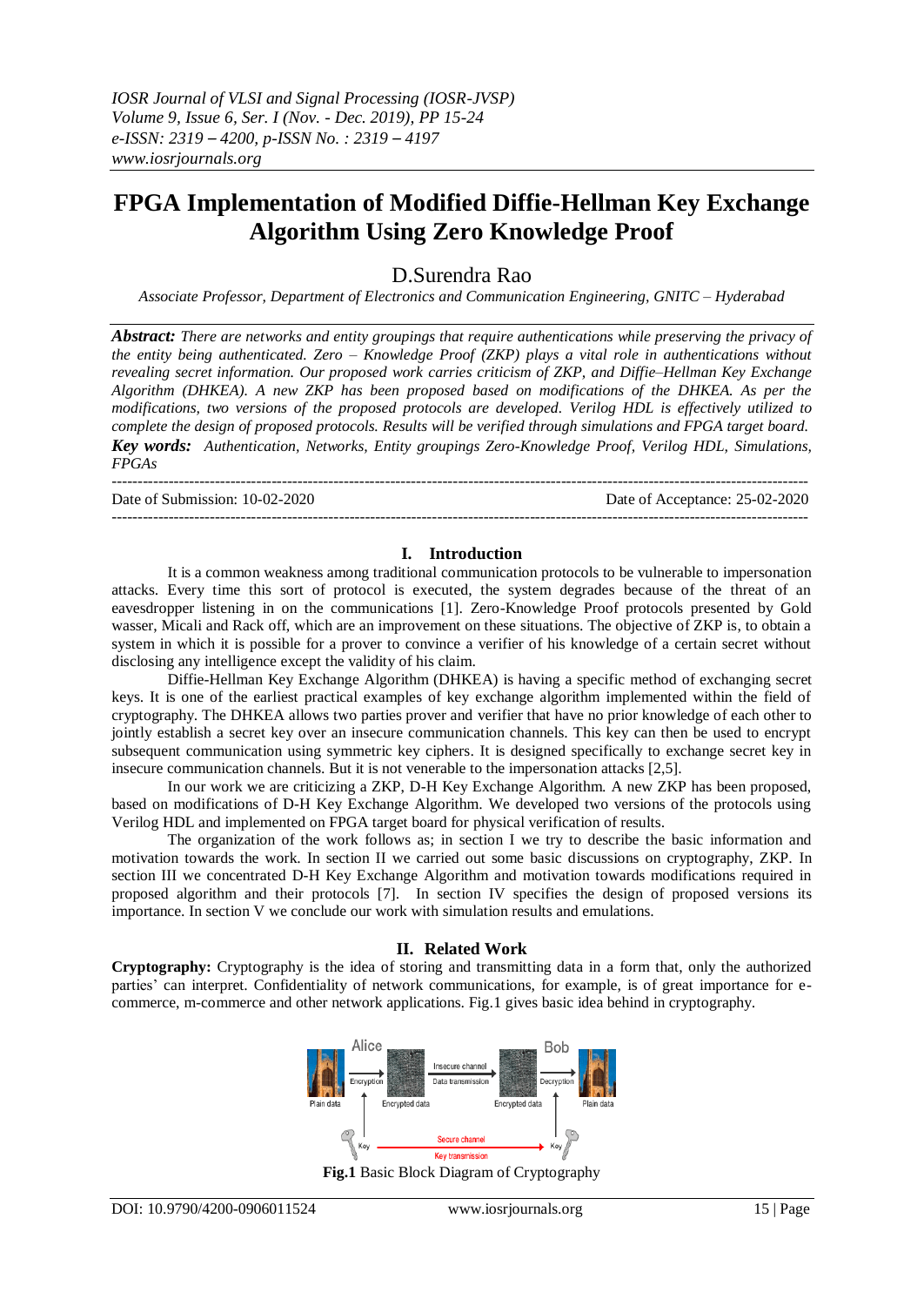# FPGA Implementation of Modified Diffie-Hellman Key Exchange Algorithm Using Zero Knowledge Proof

D.Surendra Rao

*Associate Professor, Department of Electronics and Communication Engineering, GNITC – Hyderabad*

***Abstract:*** *There are networks and entity groupings that require authentications while preserving the privacy of the entity being authenticated. Zero – Knowledge Proof (ZKP) plays a vital role in authentications without revealing secret information. Our proposed work carries criticism of ZKP, and Diffie–Hellman Key Exchange Algorithm (DHKEA). A new ZKP has been proposed based on modifications of the DHKEA. As per the modifications, two versions of the proposed protocols are developed. Verilog HDL is effectively utilized to complete the design of proposed protocols. Results will be verified through simulations and FPGA target board.*

***Key words:*** *Authentication, Networks, Entity groupings Zero-Knowledge Proof, Verilog HDL, Simulations, FPGAs*

---

Date of Submission: 10-02-2020 Date of Acceptance: 25-02-2020

---

## I. Introduction

It is a common weakness among traditional communication protocols to be vulnerable to impersonation attacks. Every time this sort of protocol is executed, the system degrades because of the threat of an eavesdropper listening in on the communications [1]. Zero-Knowledge Proof protocols presented by Gold wasser, Micali and Rack off, which are an improvement on these situations. The objective of ZKP is, to obtain a system in which it is possible for a prover to convince a verifier of his knowledge of a certain secret without disclosing any intelligence except the validity of his claim.

Diffie-Hellman Key Exchange Algorithm (DHKEA) is having a specific method of exchanging secret keys. It is one of the earliest practical examples of key exchange algorithm implemented within the field of cryptography. The DHKEA allows two parties prover and verifier that have no prior knowledge of each other to jointly establish a secret key over an insecure communication channels. This key can then be used to encrypt subsequent communication using symmetric key ciphers. It is designed specifically to exchange secret key in insecure communication channels. But it is not venerable to the impersonation attacks [2,5].

In our work we are criticizing a ZKP, D-H Key Exchange Algorithm. A new ZKP has been proposed, based on modifications of D-H Key Exchange Algorithm. We developed two versions of the protocols using Verilog HDL and implemented on FPGA target board for physical verification of results.

The organization of the work follows as; in section I we try to describe the basic information and motivation towards the work. In section II we carried out some basic discussions on cryptography, ZKP. In section III we concentrated D-H Key Exchange Algorithm and motivation towards modifications required in proposed algorithm and their protocols [7]. In section IV specifies the design of proposed versions its importance. In section V we conclude our work with simulation results and emulations.

## II. Related Work

**Cryptography:** Cryptography is the idea of storing and transmitting data in a form that, only the authorized parties' can interpret. Confidentiality of network communications, for example, is of great importance for e-commerce, m-commerce and other network applications. Fig.1 gives basic idea behind in cryptography.

**Fig.1** Basic Block Diagram of Cryptography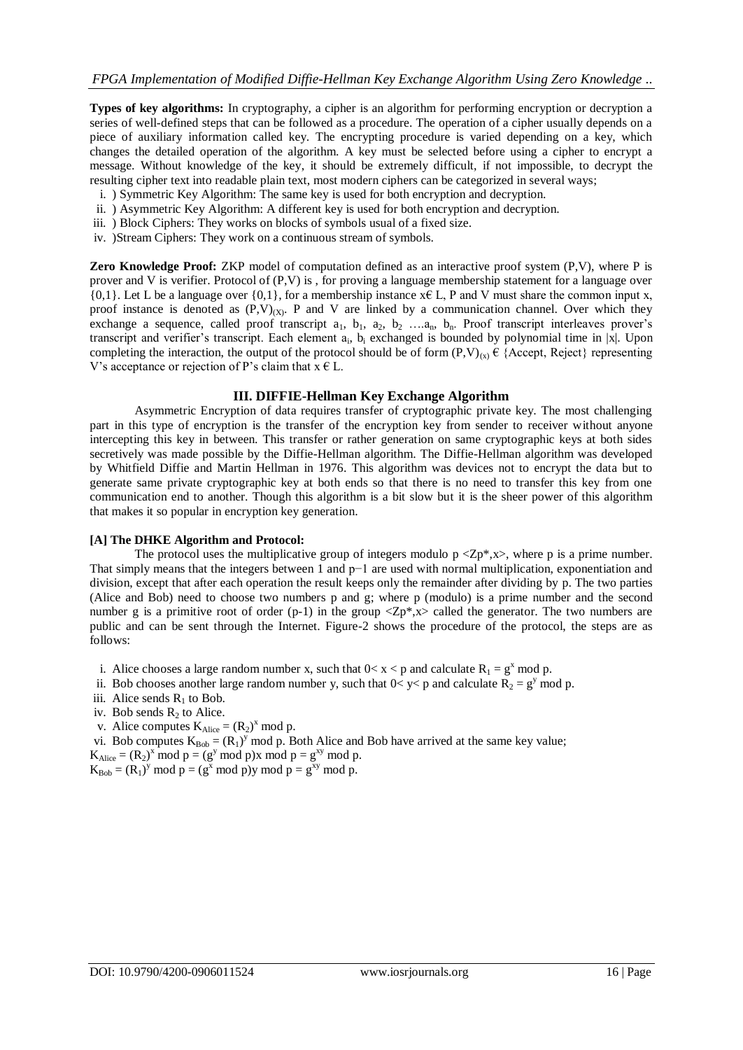**Types of key algorithms:** In cryptography, a cipher is an algorithm for performing encryption or decryption a series of well-defined steps that can be followed as a procedure. The operation of a cipher usually depends on a piece of auxiliary information called key. The encrypting procedure is varied depending on a key, which changes the detailed operation of the algorithm. A key must be selected before using a cipher to encrypt a message. Without knowledge of the key, it should be extremely difficult, if not impossible, to decrypt the resulting cipher text into readable plain text, most modern ciphers can be categorized in several ways;

i. ) Symmetric Key Algorithm: The same key is used for both encryption and decryption.
ii. ) Asymmetric Key Algorithm: A different key is used for both encryption and decryption.
iii. ) Block Ciphers: They works on blocks of symbols usual of a fixed size.
iv. )Stream Ciphers: They work on a continuous stream of symbols.

**Zero Knowledge Proof:** ZKP model of computation defined as an interactive proof system (P,V), where P is prover and V is verifier. Protocol of (P,V) is , for proving a language membership statement for a language over {0,1}. Let L be a language over {0,1}, for a membership instance $x \in L$, P and V must share the common input x, proof instance is denoted as $(P,V)_{(X)}$. P and V are linked by a communication channel. Over which they exchange a sequence, called proof transcript $a_1$, $b_1$, $a_2$, $b_2$ ….$a_n$, $b_n$. Proof transcript interleaves prover's transcript and verifier's transcript. Each element $a_i$, $b_i$ exchanged is bounded by polynomial time in |x|. Upon completing the interaction, the output of the protocol should be of form $(P,V)_{(x)} \in$ {Accept, Reject} representing V's acceptance or rejection of P's claim that $x \in L$.

## III. DIFFIE-Hellman Key Exchange Algorithm

Asymmetric Encryption of data requires transfer of cryptographic private key. The most challenging part in this type of encryption is the transfer of the encryption key from sender to receiver without anyone intercepting this key in between. This transfer or rather generation on same cryptographic keys at both sides secretively was made possible by the Diffie-Hellman algorithm. The Diffie-Hellman algorithm was developed by Whitfield Diffie and Martin Hellman in 1976. This algorithm was devices not to encrypt the data but to generate same private cryptographic key at both ends so that there is no need to transfer this key from one communication end to another. Though this algorithm is a bit slow but it is the sheer power of this algorithm that makes it so popular in encryption key generation.

### [A] The DHKE Algorithm and Protocol:

The protocol uses the multiplicative group of integers modulo p <Zp\*,x>, where p is a prime number. That simply means that the integers between 1 and p−1 are used with normal multiplication, exponentiation and division, except that after each operation the result keeps only the remainder after dividing by p. The two parties (Alice and Bob) need to choose two numbers p and g; where p (modulo) is a prime number and the second number g is a primitive root of order (p-1) in the group <Zp\*,x> called the generator. The two numbers are public and can be sent through the Internet. Figure-2 shows the procedure of the protocol, the steps are as follows:

i. Alice chooses a large random number x, such that $0 < x < p$ and calculate $R_1 = g^x \bmod p$.
ii. Bob chooses another large random number y, such that $0 < y < p$ and calculate $R_2 = g^y \bmod p$.
iii. Alice sends $R_1$ to Bob.
iv. Bob sends $R_2$ to Alice.
v. Alice computes $K_{Alice} = (R_2)^x \bmod p$.
vi. Bob computes $K_{Bob} = (R_1)^y \bmod p$. Both Alice and Bob have arrived at the same key value;

$K_{Alice} = (R_2)^x \bmod p = (g^y \bmod p)x \bmod p = g^{xy} \bmod p$.
$K_{Bob} = (R_1)^y \bmod p = (g^x \bmod p)y \bmod p = g^{xy} \bmod p$.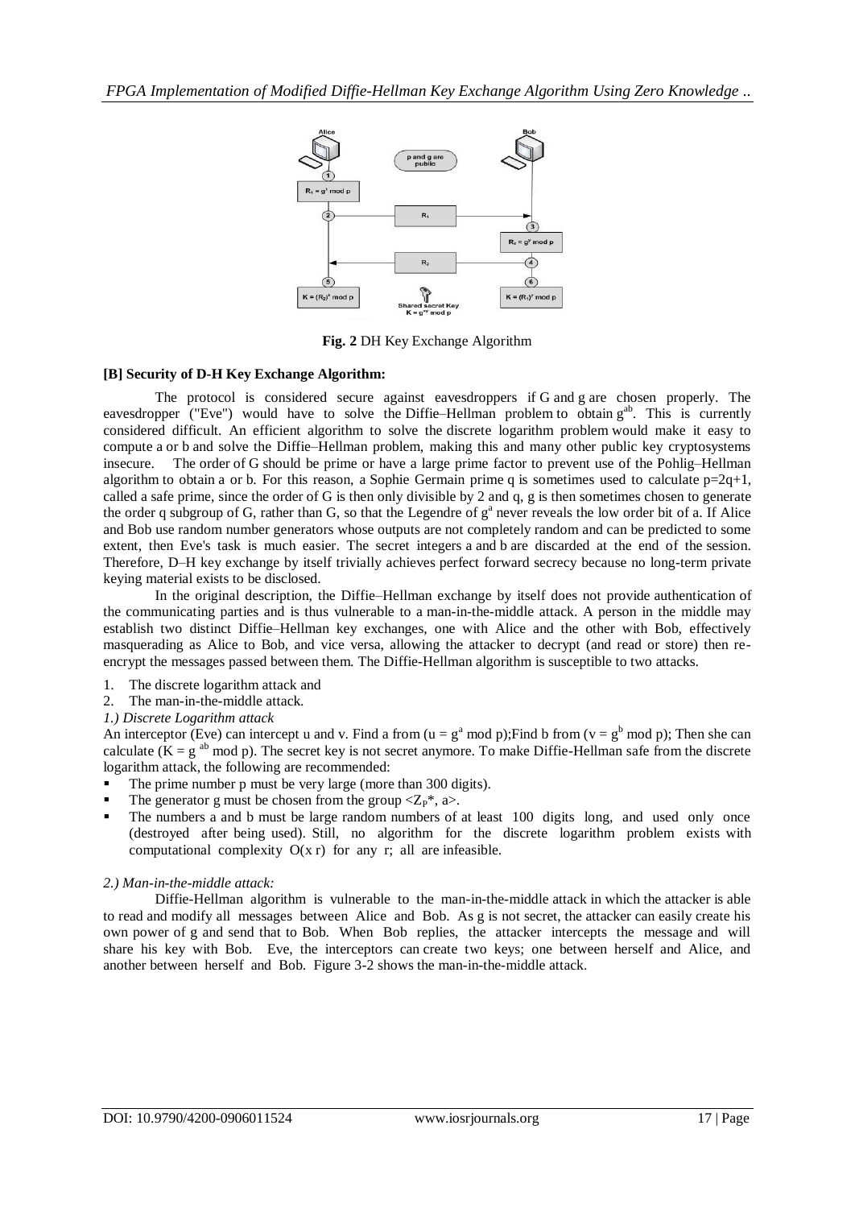**Fig. 2** DH Key Exchange Algorithm

**[B] Security of D-H Key Exchange Algorithm:**

The protocol is considered secure against eavesdroppers if G and g are chosen properly. The eavesdropper ("Eve") would have to solve the Diffie–Hellman problem to obtain $g^{ab}$. This is currently considered difficult. An efficient algorithm to solve the discrete logarithm problem would make it easy to compute a or b and solve the Diffie–Hellman problem, making this and many other public key cryptosystems insecure. The order of G should be prime or have a large prime factor to prevent use of the Pohlig–Hellman algorithm to obtain a or b. For this reason, a Sophie Germain prime q is sometimes used to calculate $p=2q+1$, called a safe prime, since the order of G is then only divisible by 2 and q, g is then sometimes chosen to generate the order q subgroup of G, rather than G, so that the Legendre of $g^a$ never reveals the low order bit of a. If Alice and Bob use random number generators whose outputs are not completely random and can be predicted to some extent, then Eve's task is much easier. The secret integers a and b are discarded at the end of the session. Therefore, D–H key exchange by itself trivially achieves perfect forward secrecy because no long-term private keying material exists to be disclosed.

In the original description, the Diffie–Hellman exchange by itself does not provide authentication of the communicating parties and is thus vulnerable to a man-in-the-middle attack. A person in the middle may establish two distinct Diffie–Hellman key exchanges, one with Alice and the other with Bob, effectively masquerading as Alice to Bob, and vice versa, allowing the attacker to decrypt (and read or store) then re-encrypt the messages passed between them. The Diffie-Hellman algorithm is susceptible to two attacks.

1. The discrete logarithm attack and
2. The man-in-the-middle attack.

*1.) Discrete Logarithm attack*

An interceptor (Eve) can intercept u and v. Find a from ($u = g^a \bmod p$);Find b from ($v = g^b \bmod p$); Then she can calculate ($K = g^{ab} \bmod p$). The secret key is not secret anymore. To make Diffie-Hellman safe from the discrete logarithm attack, the following are recommended:

- The prime number p must be very large (more than 300 digits).
- The generator g must be chosen from the group $<Z_P^*, a>$.
- The numbers a and b must be large random numbers of at least 100 digits long, and used only once (destroyed after being used). Still, no algorithm for the discrete logarithm problem exists with computational complexity $O(x\ r)$ for any r; all are infeasible.

*2.) Man-in-the-middle attack:*

Diffie-Hellman algorithm is vulnerable to the man-in-the-middle attack in which the attacker is able to read and modify all messages between Alice and Bob. As g is not secret, the attacker can easily create his own power of g and send that to Bob. When Bob replies, the attacker intercepts the message and will share his key with Bob. Eve, the interceptors can create two keys; one between herself and Alice, and another between herself and Bob. Figure 3-2 shows the man-in-the-middle attack.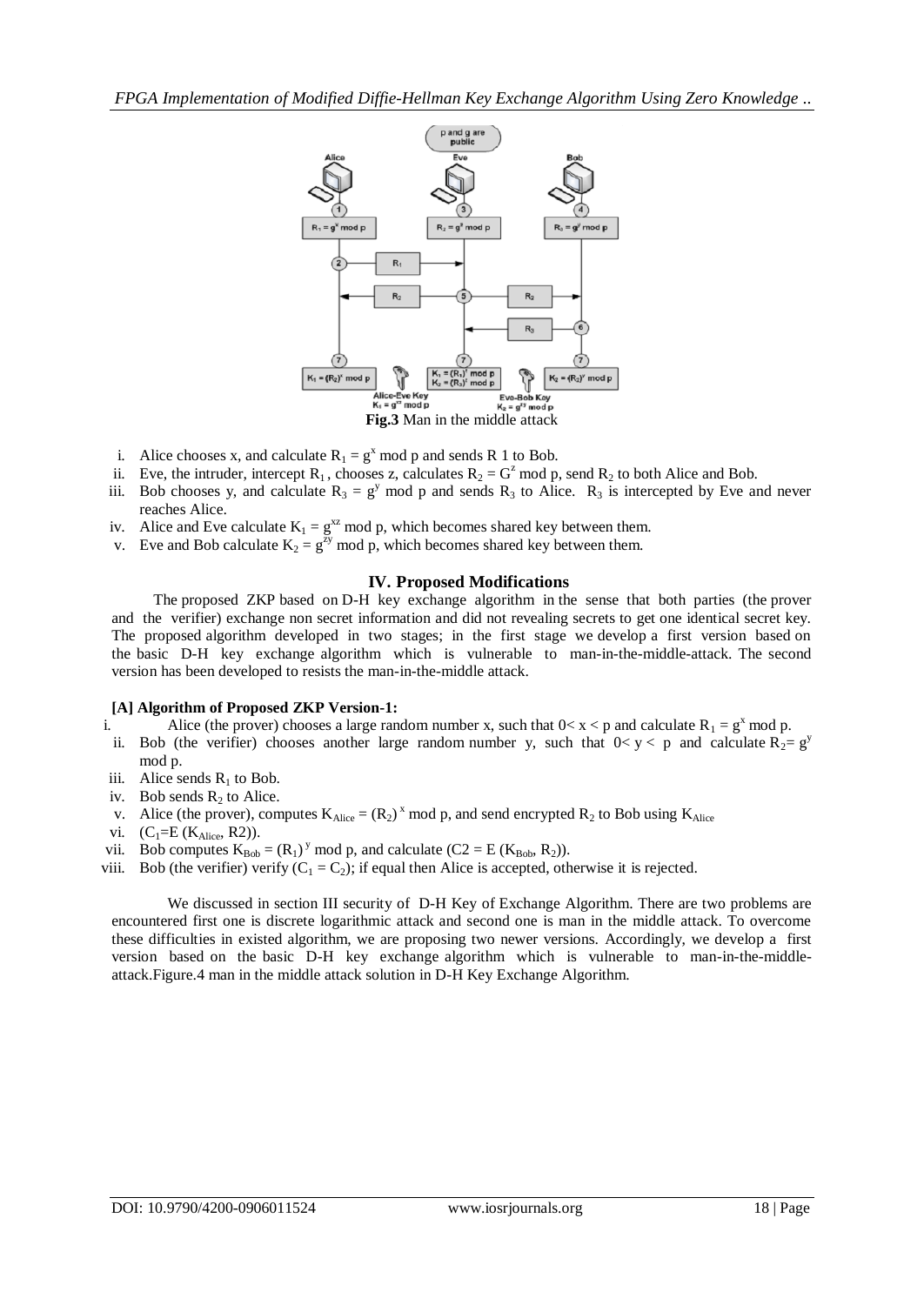**Fig.3** Man in the middle attack

i. Alice chooses x, and calculate $R_1 = g^x \bmod p$ and sends R 1 to Bob.
ii. Eve, the intruder, intercept $R_1$, chooses z, calculates $R_2 = G^z \bmod p$, send $R_2$ to both Alice and Bob.
iii. Bob chooses y, and calculate $R_3 = g^y \bmod p$ and sends $R_3$ to Alice. $R_3$ is intercepted by Eve and never reaches Alice.
iv. Alice and Eve calculate $K_1 = g^{xz} \bmod p$, which becomes shared key between them.
v. Eve and Bob calculate $K_2 = g^{zy} \bmod p$, which becomes shared key between them.

## IV. Proposed Modifications

The proposed ZKP based on D-H key exchange algorithm in the sense that both parties (the prover and the verifier) exchange non secret information and did not revealing secrets to get one identical secret key. The proposed algorithm developed in two stages; in the first stage we develop a first version based on the basic D-H key exchange algorithm which is vulnerable to man-in-the-middle-attack. The second version has been developed to resists the man-in-the-middle attack.

### [A] Algorithm of Proposed ZKP Version-1:

i. Alice (the prover) chooses a large random number x, such that $0< x < p$ and calculate $R_1 = g^x \bmod p$.
ii. Bob (the verifier) chooses another large random number y, such that $0< y < p$ and calculate $R_2= g^y \bmod p$.
iii. Alice sends $R_1$ to Bob.
iv. Bob sends $R_2$ to Alice.
v. Alice (the prover), computes $K_{Alice} = (R_2)^x \bmod p$, and send encrypted $R_2$ to Bob using $K_{Alice}$
vi. $(C_1=E(K_{Alice}, R2))$.
vii. Bob computes $K_{Bob} = (R_1)^y \bmod p$, and calculate $(C2 = E(K_{Bob}, R_2))$.
viii. Bob (the verifier) verify $(C_1 = C_2)$; if equal then Alice is accepted, otherwise it is rejected.

We discussed in section III security of D-H Key of Exchange Algorithm. There are two problems are encountered first one is discrete logarithmic attack and second one is man in the middle attack. To overcome these difficulties in existed algorithm, we are proposing two newer versions. Accordingly, we develop a first version based on the basic D-H key exchange algorithm which is vulnerable to man-in-the-middle-attack.Figure.4 man in the middle attack solution in D-H Key Exchange Algorithm.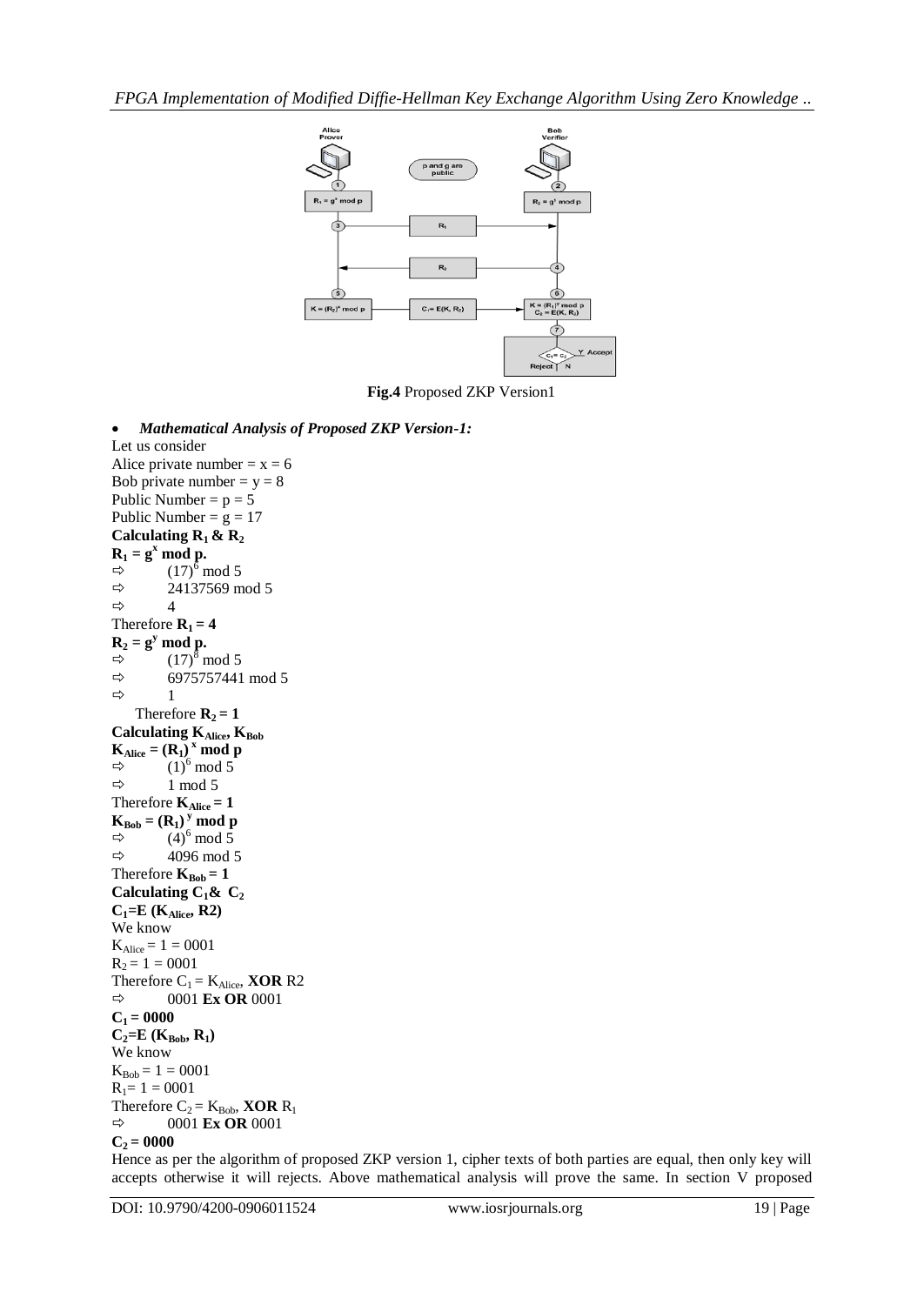**Fig.4** Proposed ZKP Version1

- ***Mathematical Analysis of Proposed ZKP Version-1:***

Let us consider

Alice private number = $x = 6$

Bob private number = $y = 8$

Public Number = $p = 5$

Public Number = $g = 17$

**Calculating $R_1$ & $R_2$**

$\mathbf{R_1 = g^x \text{ mod } p.}$

⇨ $(17)^6 \text{ mod } 5$

⇨ $24137569 \text{ mod } 5$

⇨ $4$

Therefore $\mathbf{R_1 = 4}$

$\mathbf{R_2 = g^y \text{ mod } p.}$

⇨ $(17)^8 \text{ mod } 5$

⇨ $6975757441 \text{ mod } 5$

⇨ $1$

Therefore $\mathbf{R_2 = 1}$

**Calculating $K_{Alice}$, $K_{Bob}$**

$\mathbf{K_{Alice} = (R_1)^x \text{ mod } p}$

⇨ $(1)^6 \text{ mod } 5$

⇨ $1 \text{ mod } 5$

Therefore $\mathbf{K_{Alice} = 1}$

$\mathbf{K_{Bob} = (R_1)^y \text{ mod } p}$

⇨ $(4)^6 \text{ mod } 5$

⇨ $4096 \text{ mod } 5$

Therefore $\mathbf{K_{Bob} = 1}$

**Calculating $C_1$& $C_2$**

$\mathbf{C_1 = E(K_{Alice}, R2)}$

We know

$K_{Alice} = 1 = 0001$

$R_2 = 1 = 0001$

Therefore $C_1 = K_{Alice}$, **XOR** R2

⇨ 0001 **Ex OR** 0001

$\mathbf{C_1 = 0000}$

$\mathbf{C_2 = E(K_{Bob}, R_1)}$

We know

$K_{Bob} = 1 = 0001$

$R_1 = 1 = 0001$

Therefore $C_2 = K_{Bob}$, **XOR** $R_1$

⇨ 0001 **Ex OR** 0001

$\mathbf{C_2 = 0000}$

Hence as per the algorithm of proposed ZKP version 1, cipher texts of both parties are equal, then only key will accepts otherwise it will rejects. Above mathematical analysis will prove the same. In section V proposed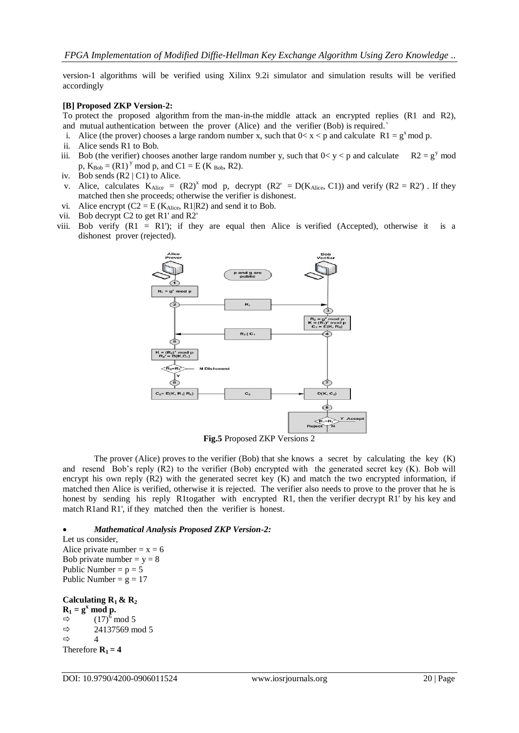version-1 algorithms will be verified using Xilinx 9.2i simulator and simulation results will be verified accordingly

**[B] Proposed ZKP Version-2:**

To protect the proposed algorithm from the man-in-the middle attack an encrypted replies (R1 and R2), and mutual authentication between the prover (Alice) and the verifier (Bob) is required.`

i. Alice (the prover) chooses a large random number x, such that $0< x < p$ and calculate $R1 = g^x \bmod p$.
ii. Alice sends R1 to Bob.
iii. Bob (the verifier) chooses another large random number y, such that $0< y < p$ and calculate $R2 = g^y \bmod p$, $K_{Bob} = (R1)^y \bmod p$, and $C1 = E(K_{Bob}, R2)$.
iv. Bob sends (R2 | C1) to Alice.
v. Alice, calculates $K_{Alice} = (R2)^x \bmod p$, decrypt ($R2' = D(K_{Alice}, C1)$) and verify ($R2 = R2'$) . If they matched then she proceeds; otherwise the verifier is dishonest.
vi. Alice encrypt ($C2 = E(K_{Alice}, R1|R2)$ and send it to Bob.
vii. Bob decrypt C2 to get R1' and R2'
viii. Bob verify ($R1 = R1'$); if they are equal then Alice is verified (Accepted), otherwise it is a dishonest prover (rejected).

**Fig.5** Proposed ZKP Versions 2

The prover (Alice) proves to the verifier (Bob) that she knows a secret by calculating the key (K) and resend Bob's reply (R2) to the verifier (Bob) encrypted with the generated secret key (K). Bob will encrypt his own reply (R2) with the generated secret key (K) and match the two encrypted information, if matched then Alice is verified, otherwise it is rejected. The verifier also needs to prove to the prover that he is honest by sending his reply R1togather with encrypted R1, then the verifier decrypt R1' by his key and match R1and R1', if they matched then the verifier is honest.

- ***Mathematical Analysis Proposed ZKP Version-2:***

Let us consider,
Alice private number = x = 6
Bob private number = y = 8
Public Number = p = 5
Public Number = g = 17

**Calculating $R_1$ & $R_2$**

$R_1 = g^x \bmod p.$

$\Rightarrow (17)^6 \bmod 5$

$\Rightarrow 24137569 \bmod 5$

$\Rightarrow 4$

Therefore $R_1 = 4$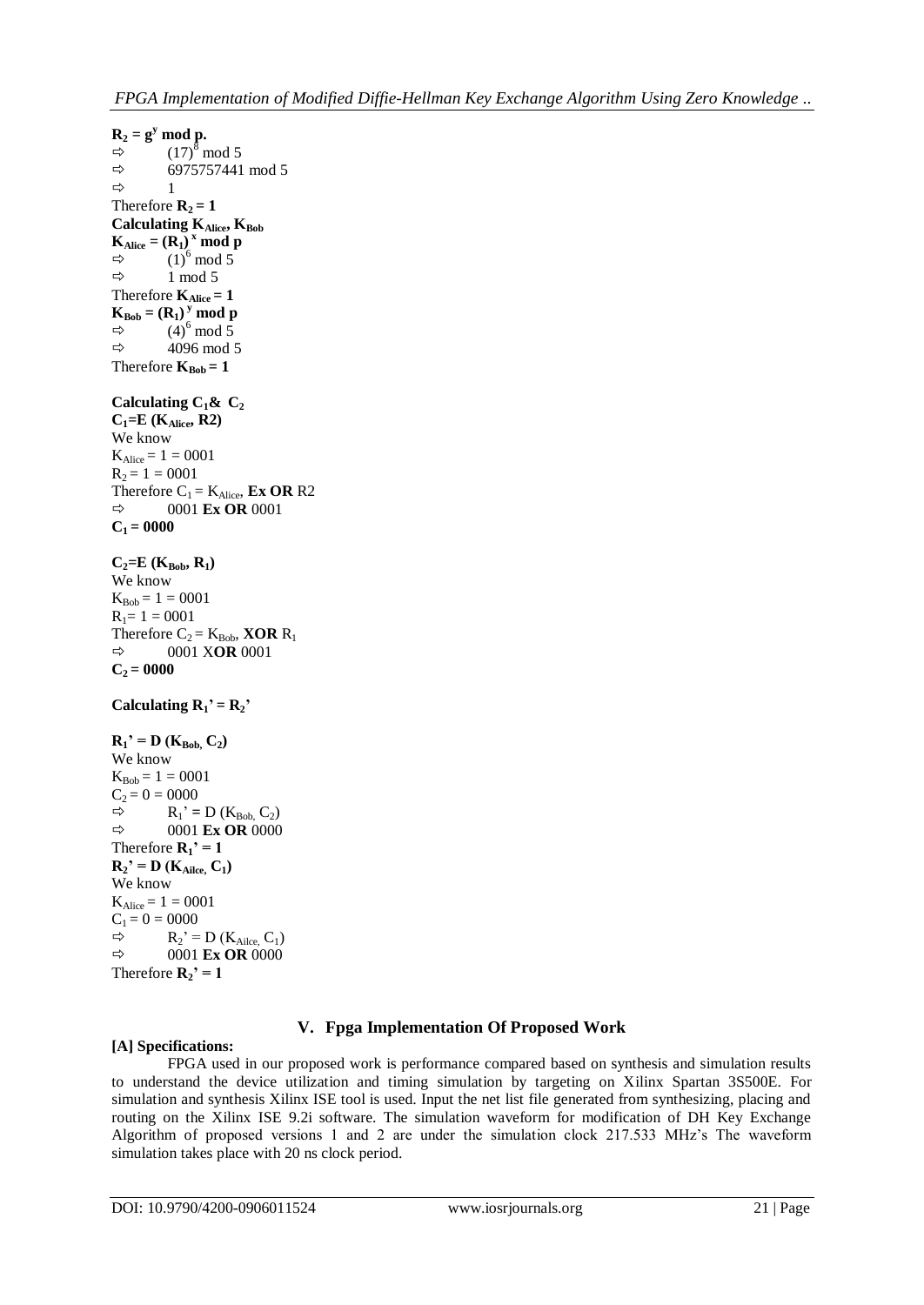**$R_2 = g^y$ mod p.**

⇨ $(17)^6$ mod 5

⇨ 6975757441 mod 5

⇨ 1

Therefore **$R_2 = 1$**

**Calculating $K_{Alice}$, $K_{Bob}$**

**$K_{Alice} = (R_1)^x$ mod p**

⇨ $(1)^6$ mod 5

⇨ 1 mod 5

Therefore **$K_{Alice} = 1$**

**$K_{Bob} = (R_1)^y$ mod p**

⇨ $(4)^6$ mod 5

⇨ 4096 mod 5

Therefore **$K_{Bob} = 1$**

**Calculating $C_1$& $C_2$**

**$C_1$=E ($K_{Alice}$, R2)**

We know

$K_{Alice} = 1 = 0001$

$R_2 = 1 = 0001$

Therefore $C_1 = K_{Alice}$, **Ex OR** R2

⇨ 0001 **Ex OR** 0001

**$C_1 = 0000$**

**$C_2$=E ($K_{Bob}$, $R_1$)**

We know

$K_{Bob} = 1 = 0001$

$R_1 = 1 = 0001$

Therefore $C_2 = K_{Bob}$, **XOR** $R_1$

⇨ 0001 X**OR** 0001

**$C_2 = 0000$**

**Calculating $R_1' = R_2'$**

**$R_1'$ = D ($K_{Bob}$, $C_2$)**

We know

$K_{Bob} = 1 = 0001$

$C_2 = 0 = 0000$

⇨ $R_1'$ = D ($K_{Bob}$, $C_2$)

⇨ 0001 **Ex OR** 0000

Therefore **$R_1' = 1$**

**$R_2'$ = D ($K_{Ailce}$, $C_1$)**

We know

$K_{Alice} = 1 = 0001$

$C_1 = 0 = 0000$

⇨ $R_2'$ = D ($K_{Ailce}$, $C_1$)

⇨ 0001 **Ex OR** 0000

Therefore **$R_2' = 1$**

## V. Fpga Implementation Of Proposed Work

**[A] Specifications:**

FPGA used in our proposed work is performance compared based on synthesis and simulation results to understand the device utilization and timing simulation by targeting on Xilinx Spartan 3S500E. For simulation and synthesis Xilinx ISE tool is used. Input the net list file generated from synthesizing, placing and routing on the Xilinx ISE 9.2i software. The simulation waveform for modification of DH Key Exchange Algorithm of proposed versions 1 and 2 are under the simulation clock 217.533 MHz's The waveform simulation takes place with 20 ns clock period.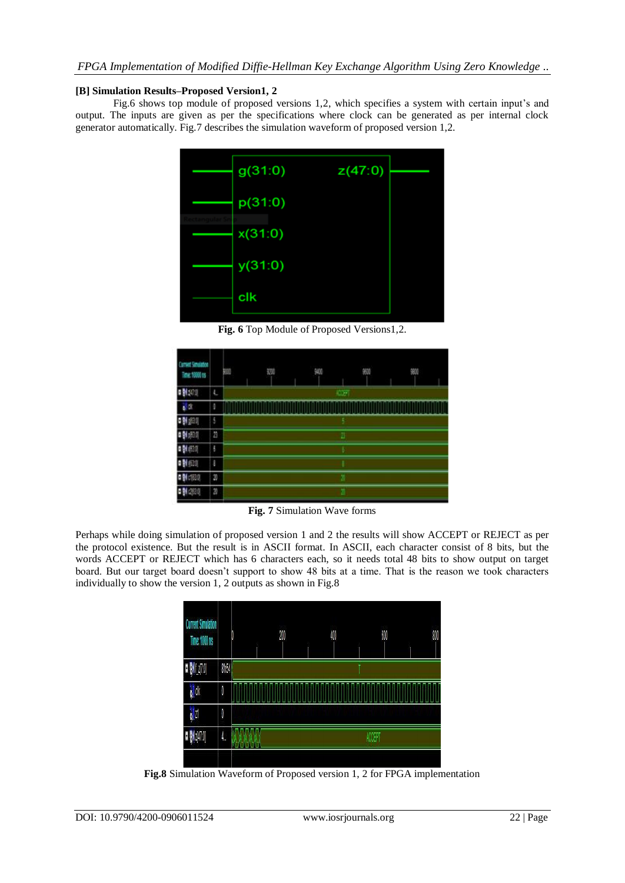### [B] Simulation Results–Proposed Version1, 2

Fig.6 shows top module of proposed versions 1,2, which specifies a system with certain input's and output. The inputs are given as per the specifications where clock can be generated as per internal clock generator automatically. Fig.7 describes the simulation waveform of proposed version 1,2.

**Fig. 6** Top Module of Proposed Versions1,2.

**Fig. 7** Simulation Wave forms

Perhaps while doing simulation of proposed version 1 and 2 the results will show ACCEPT or REJECT as per the protocol existence. But the result is in ASCII format. In ASCII, each character consist of 8 bits, but the words ACCEPT or REJECT which has 6 characters each, so it needs total 48 bits to show output on target board. But our target board doesn't support to show 48 bits at a time. That is the reason we took characters individually to show the version 1, 2 outputs as shown in Fig.8

**Fig.8** Simulation Waveform of Proposed version 1, 2 for FPGA implementation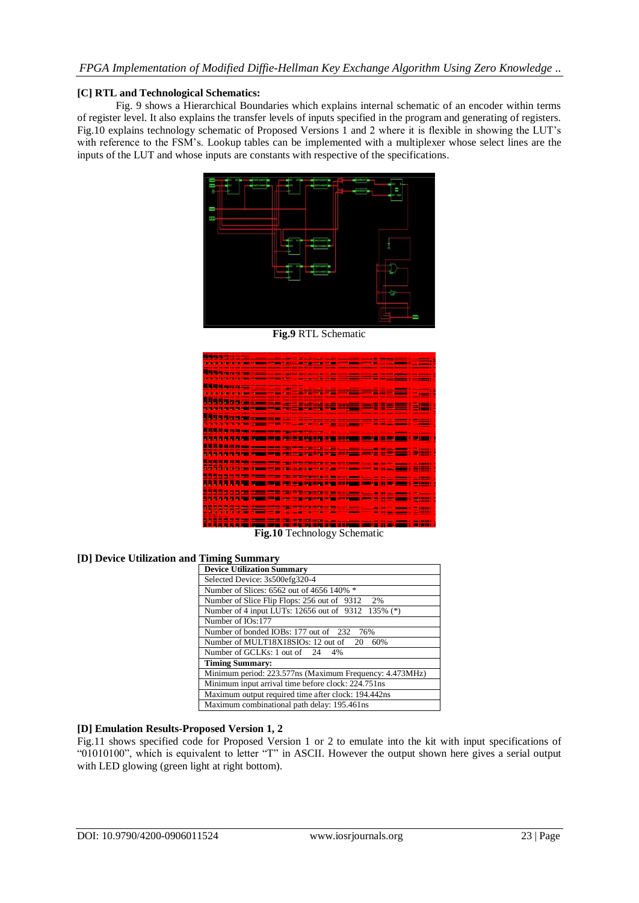### [C] RTL and Technological Schematics:

Fig. 9 shows a Hierarchical Boundaries which explains internal schematic of an encoder within terms of register level. It also explains the transfer levels of inputs specified in the program and generating of registers. Fig.10 explains technology schematic of Proposed Versions 1 and 2 where it is flexible in showing the LUT's with reference to the FSM's. Lookup tables can be implemented with a multiplexer whose select lines are the inputs of the LUT and whose inputs are constants with respective of the specifications.

**Fig.9** RTL Schematic

**Fig.10** Technology Schematic

### [D] Device Utilization and Timing Summary

| Device Utilization Summary |
|---|
| Selected Device: 3s500efg320-4 |
| Number of Slices: 6562 out of 4656 140% * |
| Number of Slice Flip Flops: 256 out of 9312 2% |
| Number of 4 input LUTs: 12656 out of 9312 135% (*) |
| Number of IOs:177 |
| Number of bonded IOBs: 177 out of 232 76% |
| Number of MULT18X18SIOs: 12 out of 20 60% |
| Number of GCLKs: 1 out of 24 4% |
| **Timing Summary:** |
| Minimum period: 223.577ns (Maximum Frequency: 4.473MHz) |
| Minimum input arrival time before clock: 224.751ns |
| Maximum output required time after clock: 194.442ns |
| Maximum combinational path delay: 195.461ns |

### [D] Emulation Results-Proposed Version 1, 2

Fig.11 shows specified code for Proposed Version 1 or 2 to emulate into the kit with input specifications of "01010100", which is equivalent to letter "T" in ASCII. However the output shown here gives a serial output with LED glowing (green light at right bottom).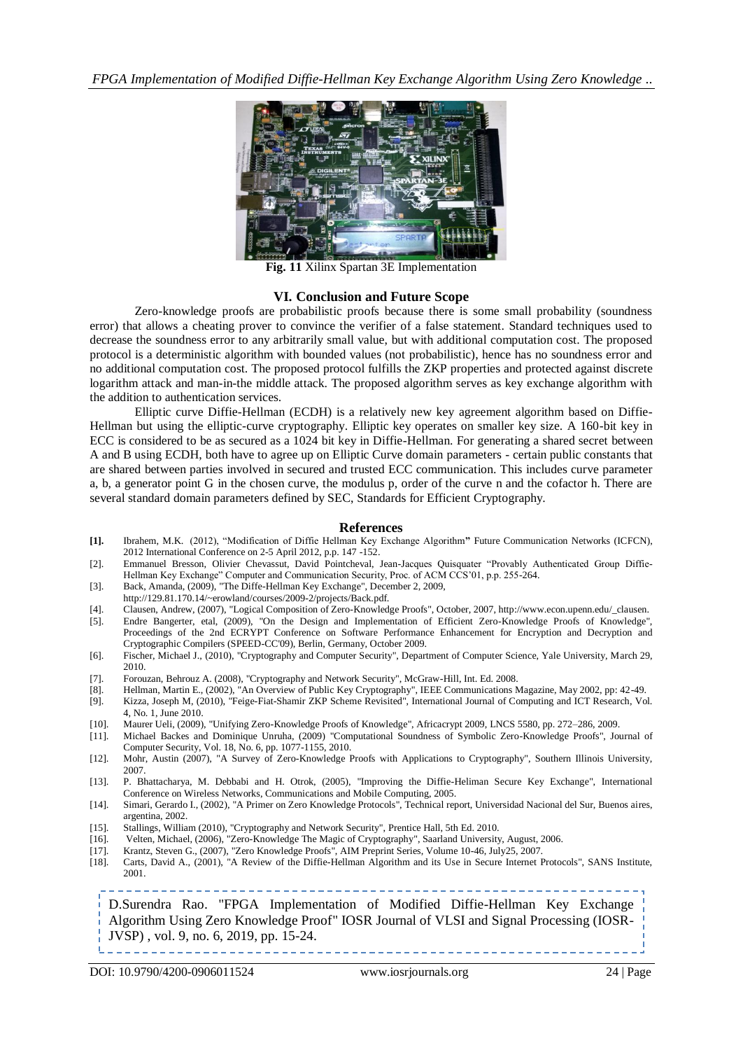**Fig. 11** Xilinx Spartan 3E Implementation

## VI. Conclusion and Future Scope

Zero-knowledge proofs are probabilistic proofs because there is some small probability (soundness error) that allows a cheating prover to convince the verifier of a false statement. Standard techniques used to decrease the soundness error to any arbitrarily small value, but with additional computation cost. The proposed protocol is a deterministic algorithm with bounded values (not probabilistic), hence has no soundness error and no additional computation cost. The proposed protocol fulfills the ZKP properties and protected against discrete logarithm attack and man-in-the middle attack. The proposed algorithm serves as key exchange algorithm with the addition to authentication services.

Elliptic curve Diffie-Hellman (ECDH) is a relatively new key agreement algorithm based on Diffie-Hellman but using the elliptic-curve cryptography. Elliptic key operates on smaller key size. A 160-bit key in ECC is considered to be as secured as a 1024 bit key in Diffie-Hellman. For generating a shared secret between A and B using ECDH, both have to agree up on Elliptic Curve domain parameters - certain public constants that are shared between parties involved in secured and trusted ECC communication. This includes curve parameter a, b, a generator point G in the chosen curve, the modulus p, order of the curve n and the cofactor h. There are several standard domain parameters defined by SEC, Standards for Efficient Cryptography.

## References

**[1].** Ibrahem, M.K. (2012), "Modification of Diffie Hellman Key Exchange Algorithm" Future Communication Networks (ICFCN), 2012 International Conference on 2-5 April 2012, p.p. 147 -152.

[2]. Emmanuel Bresson, Olivier Chevassut, David Pointcheval, Jean-Jacques Quisquater "Provably Authenticated Group Diffie-Hellman Key Exchange" Computer and Communication Security, Proc. of ACM CCS'01, p.p. 255-264.

[3]. Back, Amanda, (2009), "The Diffe-Hellman Key Exchange", December 2, 2009, http://129.81.170.14/~erowland/courses/2009-2/projects/Back.pdf.

[4]. Clausen, Andrew, (2007), "Logical Composition of Zero-Knowledge Proofs", October, 2007, http://www.econ.upenn.edu/_clausen.

[5]. Endre Bangerter, etal, (2009), "On the Design and Implementation of Efficient Zero-Knowledge Proofs of Knowledge", Proceedings of the 2nd ECRYPT Conference on Software Performance Enhancement for Encryption and Decryption and Cryptographic Compilers (SPEED-CC'09), Berlin, Germany, October 2009.

[6]. Fischer, Michael J., (2010), "Cryptography and Computer Security", Department of Computer Science, Yale University, March 29, 2010.

[7]. Forouzan, Behrouz A. (2008), "Cryptography and Network Security", McGraw-Hill, Int. Ed. 2008.

[8]. Hellman, Martin E., (2002), "An Overview of Public Key Cryptography", IEEE Communications Magazine, May 2002, pp: 42-49.

[9]. Kizza, Joseph M, (2010), "Feige-Fiat-Shamir ZKP Scheme Revisited", International Journal of Computing and ICT Research, Vol. 4, No. 1, June 2010.

[10]. Maurer Ueli, (2009), "Unifying Zero-Knowledge Proofs of Knowledge", Africacrypt 2009, LNCS 5580, pp. 272–286, 2009.

[11]. Michael Backes and Dominique Unruha, (2009) "Computational Soundness of Symbolic Zero-Knowledge Proofs", Journal of Computer Security, Vol. 18, No. 6, pp. 1077-1155, 2010.

[12]. Mohr, Austin (2007), "A Survey of Zero-Knowledge Proofs with Applications to Cryptography", Southern Illinois University, 2007.

[13]. P. Bhattacharya, M. Debbabi and H. Otrok, (2005), "Improving the Diffie-Heliman Secure Key Exchange", International Conference on Wireless Networks, Communications and Mobile Computing, 2005.

[14]. Simari, Gerardo I., (2002), "A Primer on Zero Knowledge Protocols", Technical report, Universidad Nacional del Sur, Buenos aires, argentina, 2002.

[15]. Stallings, William (2010), "Cryptography and Network Security", Prentice Hall, 5th Ed. 2010.

[16]. Velten, Michael, (2006), "Zero-Knowledge The Magic of Cryptography", Saarland University, August, 2006.

[17]. Krantz, Steven G., (2007), "Zero Knowledge Proofs", AIM Preprint Series, Volume 10-46, July25, 2007.

[18]. Carts, David A., (2001), "A Review of the Diffie-Hellman Algorithm and its Use in Secure Internet Protocols", SANS Institute, 2001.

D.Surendra Rao. "FPGA Implementation of Modified Diffie-Hellman Key Exchange Algorithm Using Zero Knowledge Proof" IOSR Journal of VLSI and Signal Processing (IOSR-JVSP) , vol. 9, no. 6, 2019, pp. 15-24.